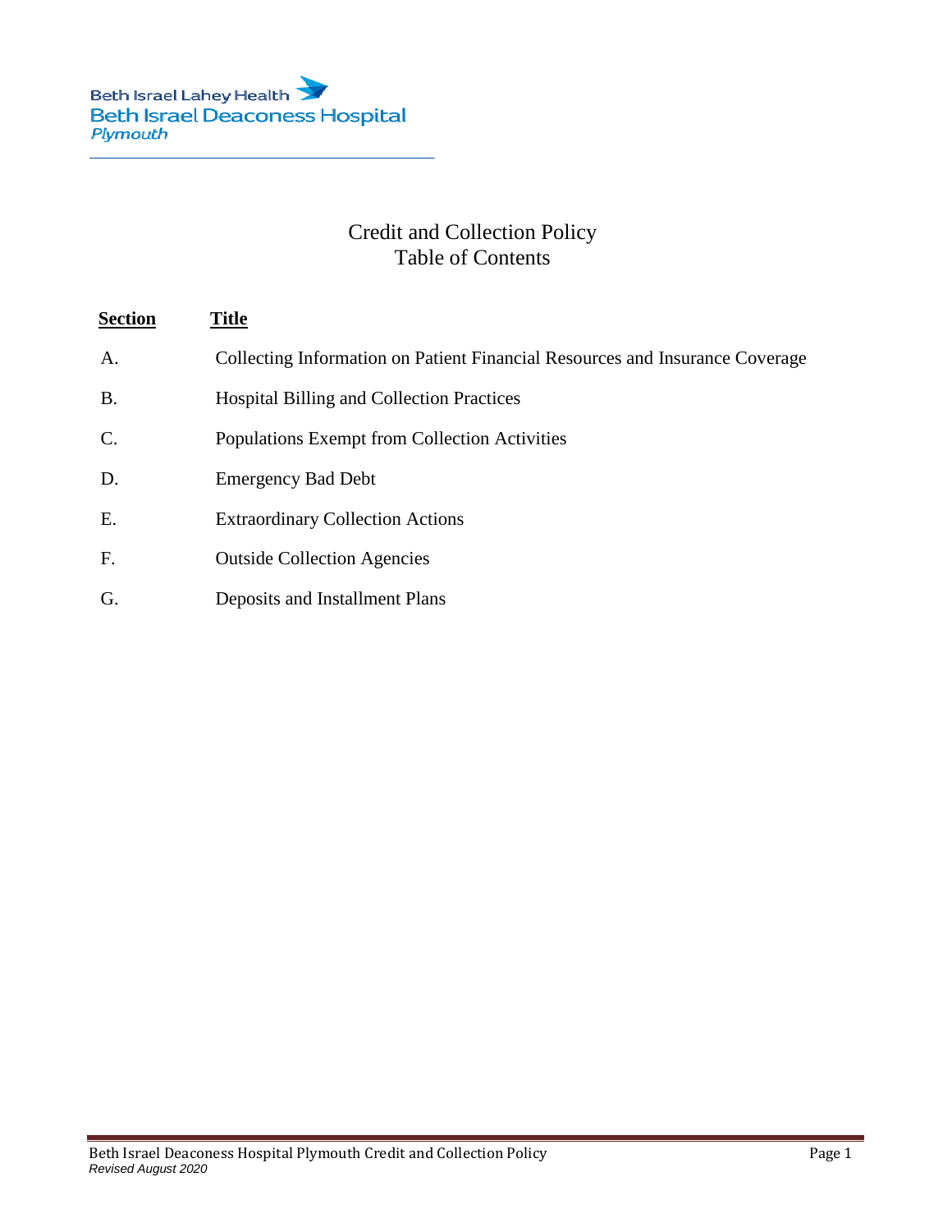Beth Israel Lahey Health
Beth Israel Deaconess Hospital
*Plymouth*

# Credit and Collection Policy
## Table of Contents

| **Section** | **Title** |
|---|---|
| A. | Collecting Information on Patient Financial Resources and Insurance Coverage |
| B. | Hospital Billing and Collection Practices |
| C. | Populations Exempt from Collection Activities |
| D. | Emergency Bad Debt |
| E. | Extraordinary Collection Actions |
| F. | Outside Collection Agencies |
| G. | Deposits and Installment Plans |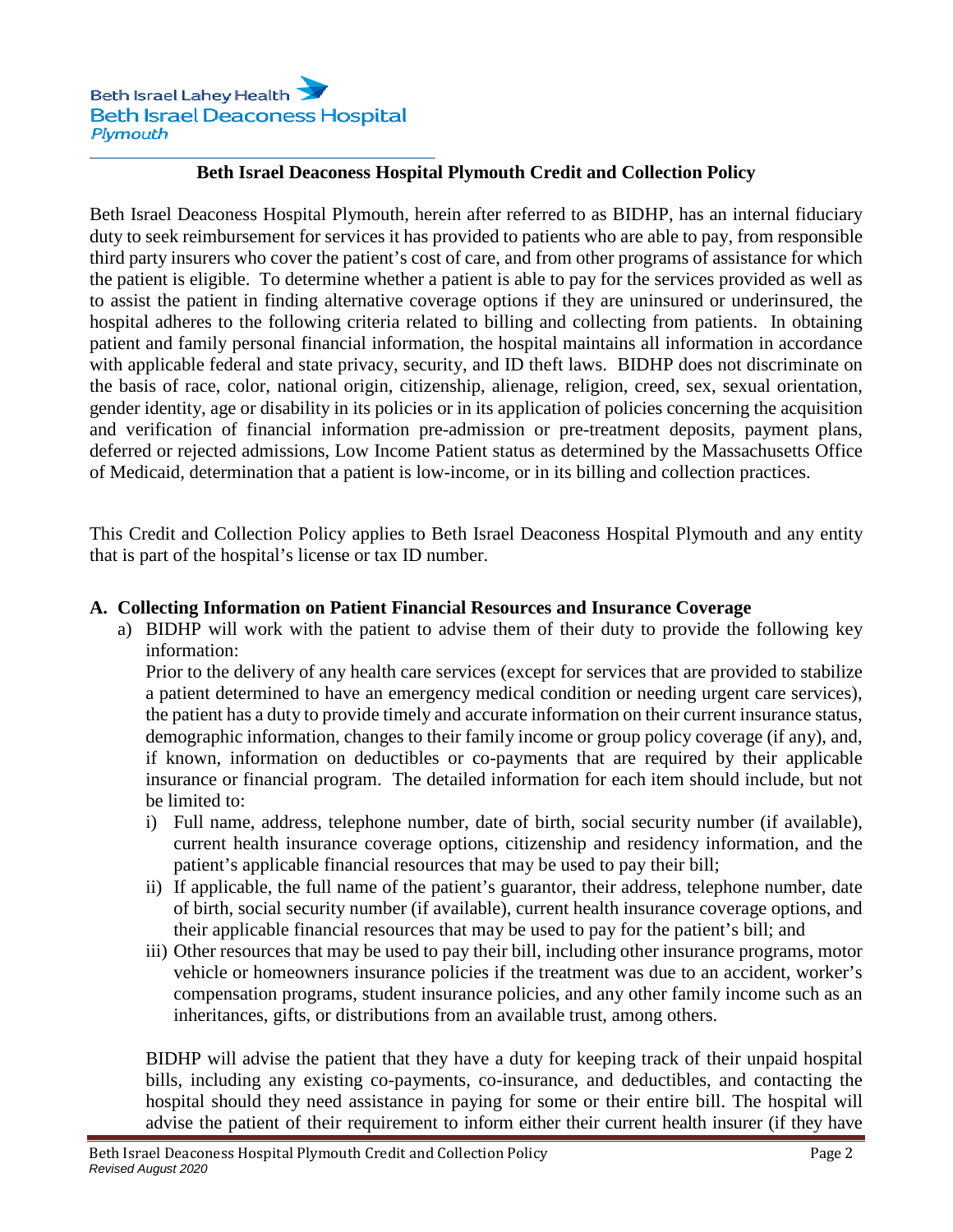**Beth Israel Deaconess Hospital Plymouth Credit and Collection Policy**

Beth Israel Deaconess Hospital Plymouth, herein after referred to as BIDHP, has an internal fiduciary duty to seek reimbursement for services it has provided to patients who are able to pay, from responsible third party insurers who cover the patient's cost of care, and from other programs of assistance for which the patient is eligible. To determine whether a patient is able to pay for the services provided as well as to assist the patient in finding alternative coverage options if they are uninsured or underinsured, the hospital adheres to the following criteria related to billing and collecting from patients. In obtaining patient and family personal financial information, the hospital maintains all information in accordance with applicable federal and state privacy, security, and ID theft laws. BIDHP does not discriminate on the basis of race, color, national origin, citizenship, alienage, religion, creed, sex, sexual orientation, gender identity, age or disability in its policies or in its application of policies concerning the acquisition and verification of financial information pre-admission or pre-treatment deposits, payment plans, deferred or rejected admissions, Low Income Patient status as determined by the Massachusetts Office of Medicaid, determination that a patient is low-income, or in its billing and collection practices.

This Credit and Collection Policy applies to Beth Israel Deaconess Hospital Plymouth and any entity that is part of the hospital's license or tax ID number.

**A. Collecting Information on Patient Financial Resources and Insurance Coverage**

a) BIDHP will work with the patient to advise them of their duty to provide the following key information:

   Prior to the delivery of any health care services (except for services that are provided to stabilize a patient determined to have an emergency medical condition or needing urgent care services), the patient has a duty to provide timely and accurate information on their current insurance status, demographic information, changes to their family income or group policy coverage (if any), and, if known, information on deductibles or co-payments that are required by their applicable insurance or financial program. The detailed information for each item should include, but not be limited to:

   i) Full name, address, telephone number, date of birth, social security number (if available), current health insurance coverage options, citizenship and residency information, and the patient's applicable financial resources that may be used to pay their bill;

   ii) If applicable, the full name of the patient's guarantor, their address, telephone number, date of birth, social security number (if available), current health insurance coverage options, and their applicable financial resources that may be used to pay for the patient's bill; and

   iii) Other resources that may be used to pay their bill, including other insurance programs, motor vehicle or homeowners insurance policies if the treatment was due to an accident, worker's compensation programs, student insurance policies, and any other family income such as an inheritances, gifts, or distributions from an available trust, among others.

   BIDHP will advise the patient that they have a duty for keeping track of their unpaid hospital bills, including any existing co-payments, co-insurance, and deductibles, and contacting the hospital should they need assistance in paying for some or their entire bill. The hospital will advise the patient of their requirement to inform either their current health insurer (if they have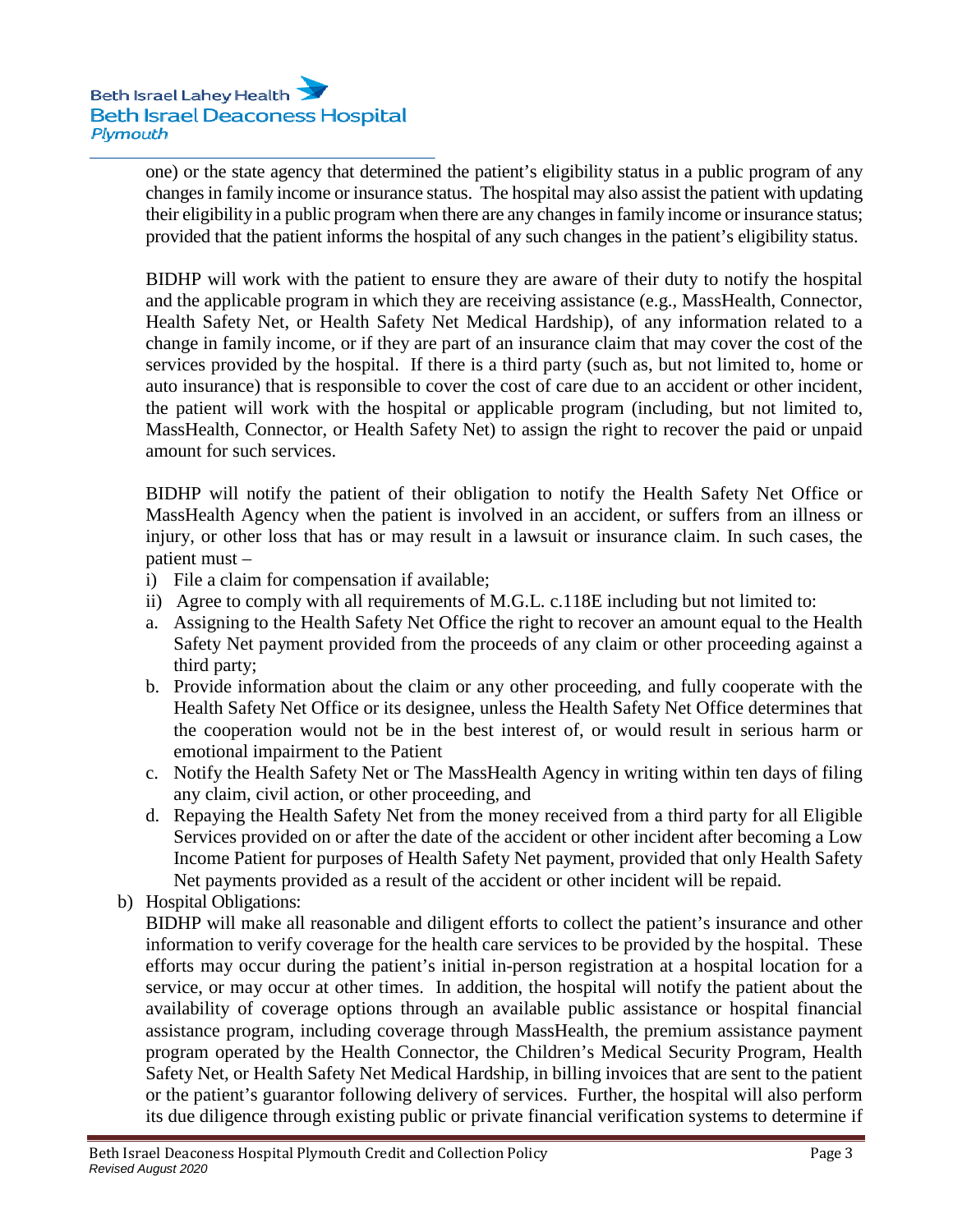one) or the state agency that determined the patient's eligibility status in a public program of any changes in family income or insurance status. The hospital may also assist the patient with updating their eligibility in a public program when there are any changes in family income or insurance status; provided that the patient informs the hospital of any such changes in the patient's eligibility status.

BIDHP will work with the patient to ensure they are aware of their duty to notify the hospital and the applicable program in which they are receiving assistance (e.g., MassHealth, Connector, Health Safety Net, or Health Safety Net Medical Hardship), of any information related to a change in family income, or if they are part of an insurance claim that may cover the cost of the services provided by the hospital. If there is a third party (such as, but not limited to, home or auto insurance) that is responsible to cover the cost of care due to an accident or other incident, the patient will work with the hospital or applicable program (including, but not limited to, MassHealth, Connector, or Health Safety Net) to assign the right to recover the paid or unpaid amount for such services.

BIDHP will notify the patient of their obligation to notify the Health Safety Net Office or MassHealth Agency when the patient is involved in an accident, or suffers from an illness or injury, or other loss that has or may result in a lawsuit or insurance claim. In such cases, the patient must –

i) File a claim for compensation if available;
ii) Agree to comply with all requirements of M.G.L. c.118E including but not limited to:

a. Assigning to the Health Safety Net Office the right to recover an amount equal to the Health Safety Net payment provided from the proceeds of any claim or other proceeding against a third party;
b. Provide information about the claim or any other proceeding, and fully cooperate with the Health Safety Net Office or its designee, unless the Health Safety Net Office determines that the cooperation would not be in the best interest of, or would result in serious harm or emotional impairment to the Patient
c. Notify the Health Safety Net or The MassHealth Agency in writing within ten days of filing any claim, civil action, or other proceeding, and
d. Repaying the Health Safety Net from the money received from a third party for all Eligible Services provided on or after the date of the accident or other incident after becoming a Low Income Patient for purposes of Health Safety Net payment, provided that only Health Safety Net payments provided as a result of the accident or other incident will be repaid.

b) Hospital Obligations:

BIDHP will make all reasonable and diligent efforts to collect the patient's insurance and other information to verify coverage for the health care services to be provided by the hospital. These efforts may occur during the patient's initial in-person registration at a hospital location for a service, or may occur at other times. In addition, the hospital will notify the patient about the availability of coverage options through an available public assistance or hospital financial assistance program, including coverage through MassHealth, the premium assistance payment program operated by the Health Connector, the Children's Medical Security Program, Health Safety Net, or Health Safety Net Medical Hardship, in billing invoices that are sent to the patient or the patient's guarantor following delivery of services. Further, the hospital will also perform its due diligence through existing public or private financial verification systems to determine if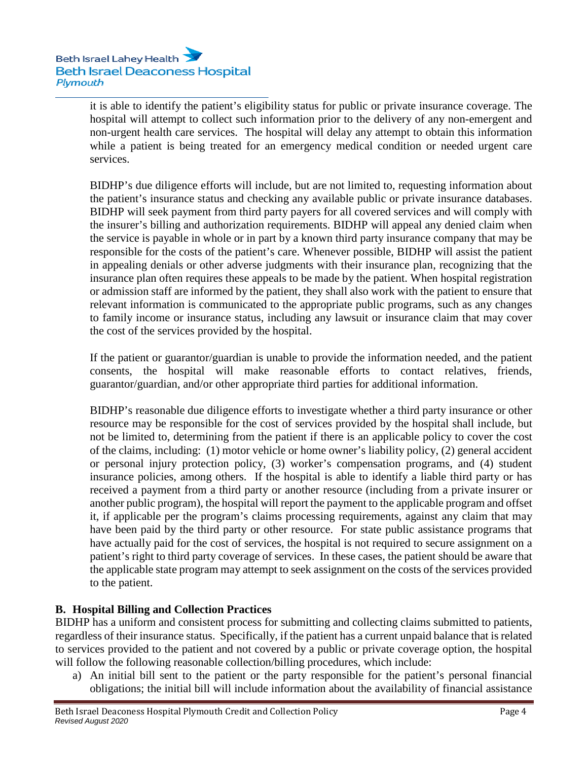it is able to identify the patient's eligibility status for public or private insurance coverage. The hospital will attempt to collect such information prior to the delivery of any non-emergent and non-urgent health care services. The hospital will delay any attempt to obtain this information while a patient is being treated for an emergency medical condition or needed urgent care services.

BIDHP's due diligence efforts will include, but are not limited to, requesting information about the patient's insurance status and checking any available public or private insurance databases. BIDHP will seek payment from third party payers for all covered services and will comply with the insurer's billing and authorization requirements. BIDHP will appeal any denied claim when the service is payable in whole or in part by a known third party insurance company that may be responsible for the costs of the patient's care. Whenever possible, BIDHP will assist the patient in appealing denials or other adverse judgments with their insurance plan, recognizing that the insurance plan often requires these appeals to be made by the patient. When hospital registration or admission staff are informed by the patient, they shall also work with the patient to ensure that relevant information is communicated to the appropriate public programs, such as any changes to family income or insurance status, including any lawsuit or insurance claim that may cover the cost of the services provided by the hospital.

If the patient or guarantor/guardian is unable to provide the information needed, and the patient consents, the hospital will make reasonable efforts to contact relatives, friends, guarantor/guardian, and/or other appropriate third parties for additional information.

BIDHP's reasonable due diligence efforts to investigate whether a third party insurance or other resource may be responsible for the cost of services provided by the hospital shall include, but not be limited to, determining from the patient if there is an applicable policy to cover the cost of the claims, including: (1) motor vehicle or home owner's liability policy, (2) general accident or personal injury protection policy, (3) worker's compensation programs, and (4) student insurance policies, among others. If the hospital is able to identify a liable third party or has received a payment from a third party or another resource (including from a private insurer or another public program), the hospital will report the payment to the applicable program and offset it, if applicable per the program's claims processing requirements, against any claim that may have been paid by the third party or other resource. For state public assistance programs that have actually paid for the cost of services, the hospital is not required to secure assignment on a patient's right to third party coverage of services. In these cases, the patient should be aware that the applicable state program may attempt to seek assignment on the costs of the services provided to the patient.

## B. Hospital Billing and Collection Practices

BIDHP has a uniform and consistent process for submitting and collecting claims submitted to patients, regardless of their insurance status. Specifically, if the patient has a current unpaid balance that is related to services provided to the patient and not covered by a public or private coverage option, the hospital will follow the following reasonable collection/billing procedures, which include:

a) An initial bill sent to the patient or the party responsible for the patient's personal financial obligations; the initial bill will include information about the availability of financial assistance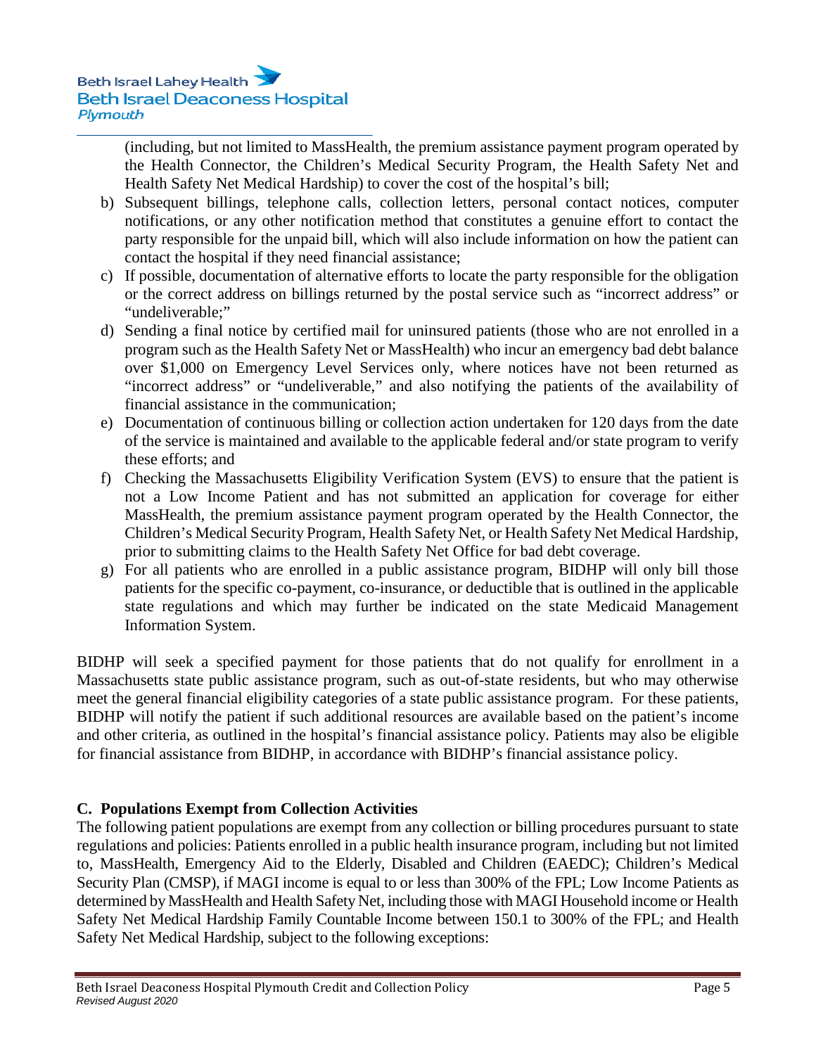(including, but not limited to MassHealth, the premium assistance payment program operated by the Health Connector, the Children's Medical Security Program, the Health Safety Net and Health Safety Net Medical Hardship) to cover the cost of the hospital's bill;

b) Subsequent billings, telephone calls, collection letters, personal contact notices, computer notifications, or any other notification method that constitutes a genuine effort to contact the party responsible for the unpaid bill, which will also include information on how the patient can contact the hospital if they need financial assistance;

c) If possible, documentation of alternative efforts to locate the party responsible for the obligation or the correct address on billings returned by the postal service such as "incorrect address" or "undeliverable;"

d) Sending a final notice by certified mail for uninsured patients (those who are not enrolled in a program such as the Health Safety Net or MassHealth) who incur an emergency bad debt balance over $1,000 on Emergency Level Services only, where notices have not been returned as "incorrect address" or "undeliverable," and also notifying the patients of the availability of financial assistance in the communication;

e) Documentation of continuous billing or collection action undertaken for 120 days from the date of the service is maintained and available to the applicable federal and/or state program to verify these efforts; and

f) Checking the Massachusetts Eligibility Verification System (EVS) to ensure that the patient is not a Low Income Patient and has not submitted an application for coverage for either MassHealth, the premium assistance payment program operated by the Health Connector, the Children's Medical Security Program, Health Safety Net, or Health Safety Net Medical Hardship, prior to submitting claims to the Health Safety Net Office for bad debt coverage.

g) For all patients who are enrolled in a public assistance program, BIDHP will only bill those patients for the specific co-payment, co-insurance, or deductible that is outlined in the applicable state regulations and which may further be indicated on the state Medicaid Management Information System.

BIDHP will seek a specified payment for those patients that do not qualify for enrollment in a Massachusetts state public assistance program, such as out-of-state residents, but who may otherwise meet the general financial eligibility categories of a state public assistance program. For these patients, BIDHP will notify the patient if such additional resources are available based on the patient's income and other criteria, as outlined in the hospital's financial assistance policy. Patients may also be eligible for financial assistance from BIDHP, in accordance with BIDHP's financial assistance policy.

**C. Populations Exempt from Collection Activities**

The following patient populations are exempt from any collection or billing procedures pursuant to state regulations and policies: Patients enrolled in a public health insurance program, including but not limited to, MassHealth, Emergency Aid to the Elderly, Disabled and Children (EAEDC); Children's Medical Security Plan (CMSP), if MAGI income is equal to or less than 300% of the FPL; Low Income Patients as determined by MassHealth and Health Safety Net, including those with MAGI Household income or Health Safety Net Medical Hardship Family Countable Income between 150.1 to 300% of the FPL; and Health Safety Net Medical Hardship, subject to the following exceptions: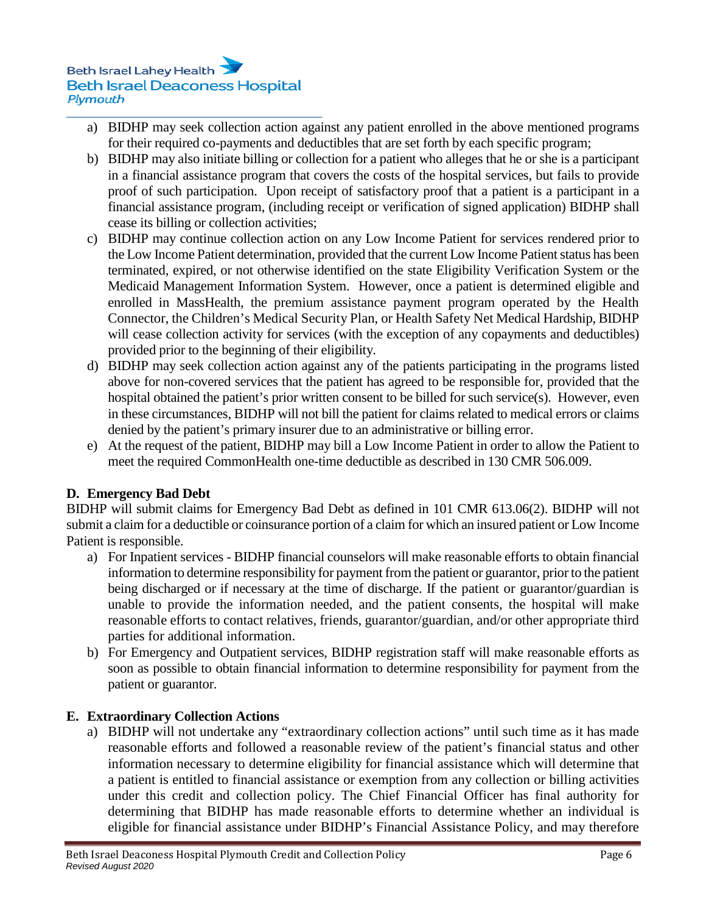a) BIDHP may seek collection action against any patient enrolled in the above mentioned programs for their required co-payments and deductibles that are set forth by each specific program;

b) BIDHP may also initiate billing or collection for a patient who alleges that he or she is a participant in a financial assistance program that covers the costs of the hospital services, but fails to provide proof of such participation. Upon receipt of satisfactory proof that a patient is a participant in a financial assistance program, (including receipt or verification of signed application) BIDHP shall cease its billing or collection activities;

c) BIDHP may continue collection action on any Low Income Patient for services rendered prior to the Low Income Patient determination, provided that the current Low Income Patient status has been terminated, expired, or not otherwise identified on the state Eligibility Verification System or the Medicaid Management Information System. However, once a patient is determined eligible and enrolled in MassHealth, the premium assistance payment program operated by the Health Connector, the Children's Medical Security Plan, or Health Safety Net Medical Hardship, BIDHP will cease collection activity for services (with the exception of any copayments and deductibles) provided prior to the beginning of their eligibility.

d) BIDHP may seek collection action against any of the patients participating in the programs listed above for non-covered services that the patient has agreed to be responsible for, provided that the hospital obtained the patient's prior written consent to be billed for such service(s). However, even in these circumstances, BIDHP will not bill the patient for claims related to medical errors or claims denied by the patient's primary insurer due to an administrative or billing error.

e) At the request of the patient, BIDHP may bill a Low Income Patient in order to allow the Patient to meet the required CommonHealth one-time deductible as described in 130 CMR 506.009.

**D. Emergency Bad Debt**

BIDHP will submit claims for Emergency Bad Debt as defined in 101 CMR 613.06(2). BIDHP will not submit a claim for a deductible or coinsurance portion of a claim for which an insured patient or Low Income Patient is responsible.

a) For Inpatient services - BIDHP financial counselors will make reasonable efforts to obtain financial information to determine responsibility for payment from the patient or guarantor, prior to the patient being discharged or if necessary at the time of discharge. If the patient or guarantor/guardian is unable to provide the information needed, and the patient consents, the hospital will make reasonable efforts to contact relatives, friends, guarantor/guardian, and/or other appropriate third parties for additional information.

b) For Emergency and Outpatient services, BIDHP registration staff will make reasonable efforts as soon as possible to obtain financial information to determine responsibility for payment from the patient or guarantor.

**E. Extraordinary Collection Actions**

a) BIDHP will not undertake any "extraordinary collection actions" until such time as it has made reasonable efforts and followed a reasonable review of the patient's financial status and other information necessary to determine eligibility for financial assistance which will determine that a patient is entitled to financial assistance or exemption from any collection or billing activities under this credit and collection policy. The Chief Financial Officer has final authority for determining that BIDHP has made reasonable efforts to determine whether an individual is eligible for financial assistance under BIDHP's Financial Assistance Policy, and may therefore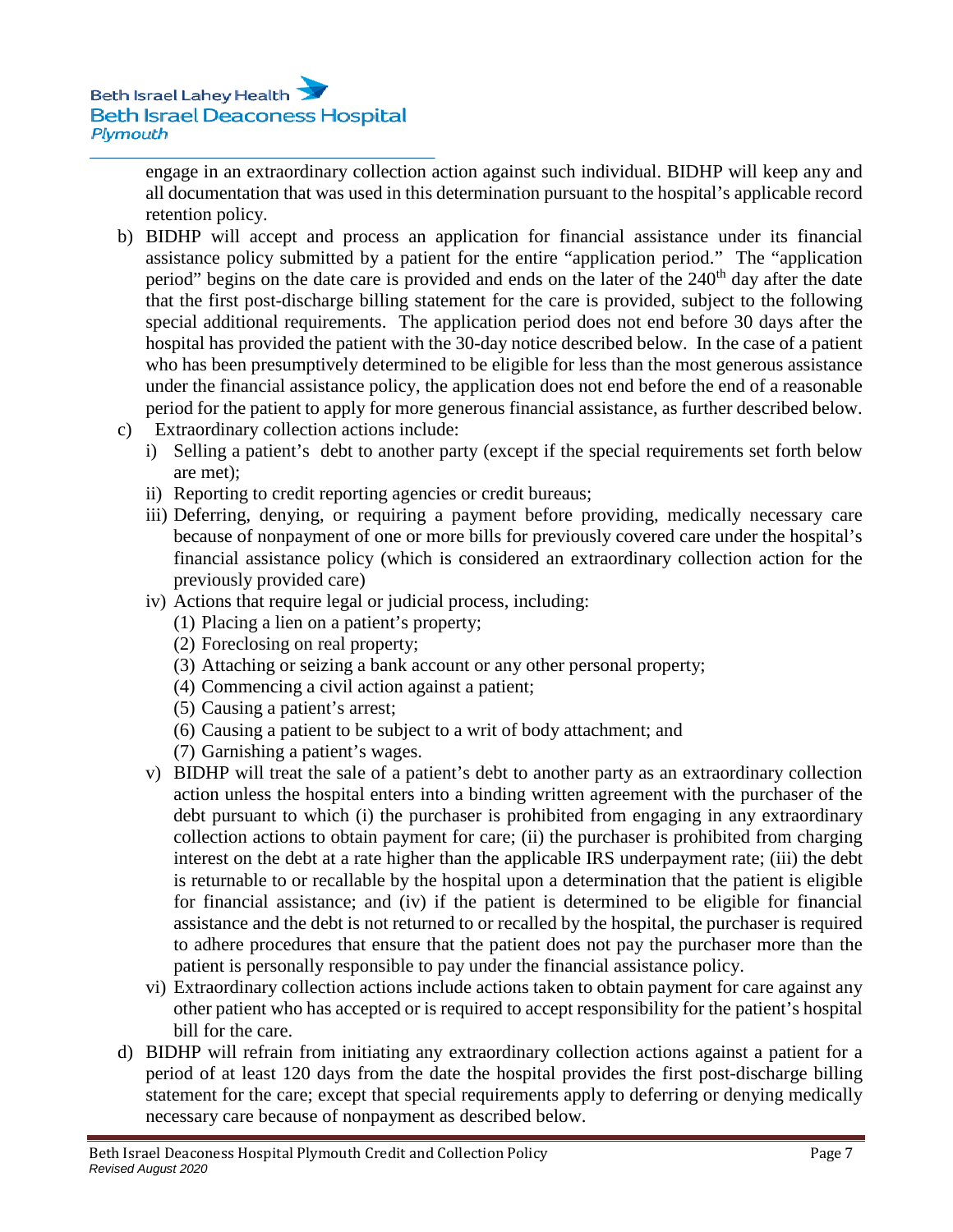engage in an extraordinary collection action against such individual. BIDHP will keep any and all documentation that was used in this determination pursuant to the hospital's applicable record retention policy.

b) BIDHP will accept and process an application for financial assistance under its financial assistance policy submitted by a patient for the entire "application period." The "application period" begins on the date care is provided and ends on the later of the 240th day after the date that the first post-discharge billing statement for the care is provided, subject to the following special additional requirements. The application period does not end before 30 days after the hospital has provided the patient with the 30-day notice described below. In the case of a patient who has been presumptively determined to be eligible for less than the most generous assistance under the financial assistance policy, the application does not end before the end of a reasonable period for the patient to apply for more generous financial assistance, as further described below.

c) Extraordinary collection actions include:
   - i) Selling a patient's debt to another party (except if the special requirements set forth below are met);
   - ii) Reporting to credit reporting agencies or credit bureaus;
   - iii) Deferring, denying, or requiring a payment before providing, medically necessary care because of nonpayment of one or more bills for previously covered care under the hospital's financial assistance policy (which is considered an extraordinary collection action for the previously provided care)
   - iv) Actions that require legal or judicial process, including:
     - (1) Placing a lien on a patient's property;
     - (2) Foreclosing on real property;
     - (3) Attaching or seizing a bank account or any other personal property;
     - (4) Commencing a civil action against a patient;
     - (5) Causing a patient's arrest;
     - (6) Causing a patient to be subject to a writ of body attachment; and
     - (7) Garnishing a patient's wages.
   - v) BIDHP will treat the sale of a patient's debt to another party as an extraordinary collection action unless the hospital enters into a binding written agreement with the purchaser of the debt pursuant to which (i) the purchaser is prohibited from engaging in any extraordinary collection actions to obtain payment for care; (ii) the purchaser is prohibited from charging interest on the debt at a rate higher than the applicable IRS underpayment rate; (iii) the debt is returnable to or recallable by the hospital upon a determination that the patient is eligible for financial assistance; and (iv) if the patient is determined to be eligible for financial assistance and the debt is not returned to or recalled by the hospital, the purchaser is required to adhere procedures that ensure that the patient does not pay the purchaser more than the patient is personally responsible to pay under the financial assistance policy.
   - vi) Extraordinary collection actions include actions taken to obtain payment for care against any other patient who has accepted or is required to accept responsibility for the patient's hospital bill for the care.

d) BIDHP will refrain from initiating any extraordinary collection actions against a patient for a period of at least 120 days from the date the hospital provides the first post-discharge billing statement for the care; except that special requirements apply to deferring or denying medically necessary care because of nonpayment as described below.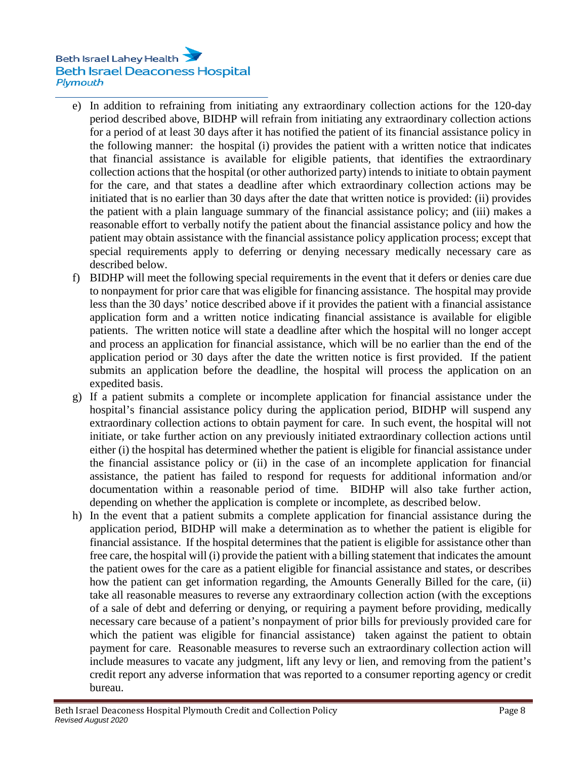e) In addition to refraining from initiating any extraordinary collection actions for the 120-day period described above, BIDHP will refrain from initiating any extraordinary collection actions for a period of at least 30 days after it has notified the patient of its financial assistance policy in the following manner: the hospital (i) provides the patient with a written notice that indicates that financial assistance is available for eligible patients, that identifies the extraordinary collection actions that the hospital (or other authorized party) intends to initiate to obtain payment for the care, and that states a deadline after which extraordinary collection actions may be initiated that is no earlier than 30 days after the date that written notice is provided: (ii) provides the patient with a plain language summary of the financial assistance policy; and (iii) makes a reasonable effort to verbally notify the patient about the financial assistance policy and how the patient may obtain assistance with the financial assistance policy application process; except that special requirements apply to deferring or denying necessary medically necessary care as described below.

f) BIDHP will meet the following special requirements in the event that it defers or denies care due to nonpayment for prior care that was eligible for financing assistance. The hospital may provide less than the 30 days' notice described above if it provides the patient with a financial assistance application form and a written notice indicating financial assistance is available for eligible patients. The written notice will state a deadline after which the hospital will no longer accept and process an application for financial assistance, which will be no earlier than the end of the application period or 30 days after the date the written notice is first provided. If the patient submits an application before the deadline, the hospital will process the application on an expedited basis.

g) If a patient submits a complete or incomplete application for financial assistance under the hospital's financial assistance policy during the application period, BIDHP will suspend any extraordinary collection actions to obtain payment for care. In such event, the hospital will not initiate, or take further action on any previously initiated extraordinary collection actions until either (i) the hospital has determined whether the patient is eligible for financial assistance under the financial assistance policy or (ii) in the case of an incomplete application for financial assistance, the patient has failed to respond for requests for additional information and/or documentation within a reasonable period of time. BIDHP will also take further action, depending on whether the application is complete or incomplete, as described below.

h) In the event that a patient submits a complete application for financial assistance during the application period, BIDHP will make a determination as to whether the patient is eligible for financial assistance. If the hospital determines that the patient is eligible for assistance other than free care, the hospital will (i) provide the patient with a billing statement that indicates the amount the patient owes for the care as a patient eligible for financial assistance and states, or describes how the patient can get information regarding, the Amounts Generally Billed for the care, (ii) take all reasonable measures to reverse any extraordinary collection action (with the exceptions of a sale of debt and deferring or denying, or requiring a payment before providing, medically necessary care because of a patient's nonpayment of prior bills for previously provided care for which the patient was eligible for financial assistance) taken against the patient to obtain payment for care. Reasonable measures to reverse such an extraordinary collection action will include measures to vacate any judgment, lift any levy or lien, and removing from the patient's credit report any adverse information that was reported to a consumer reporting agency or credit bureau.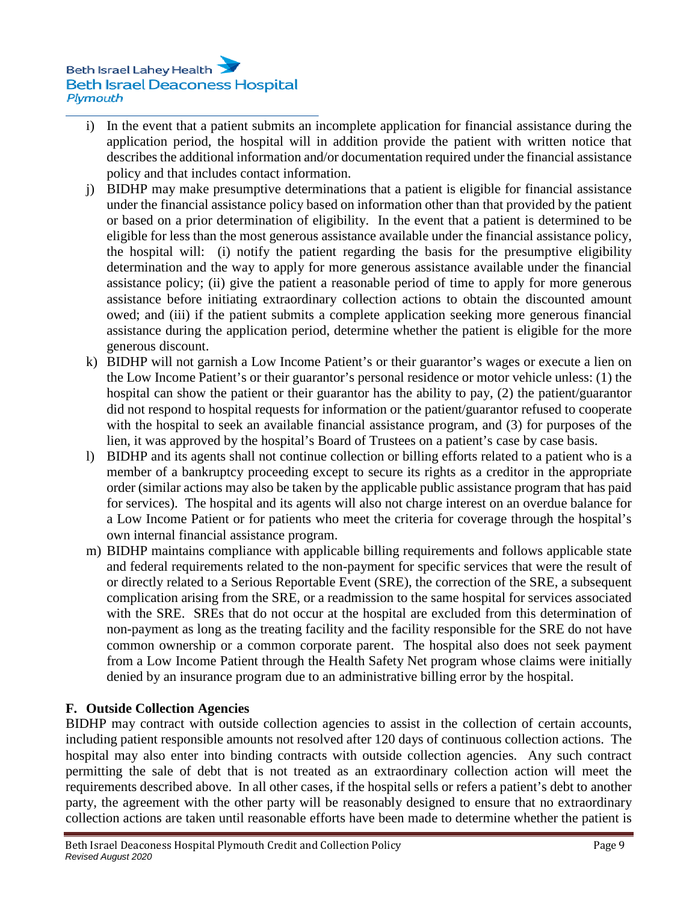i) In the event that a patient submits an incomplete application for financial assistance during the application period, the hospital will in addition provide the patient with written notice that describes the additional information and/or documentation required under the financial assistance policy and that includes contact information.

j) BIDHP may make presumptive determinations that a patient is eligible for financial assistance under the financial assistance policy based on information other than that provided by the patient or based on a prior determination of eligibility. In the event that a patient is determined to be eligible for less than the most generous assistance available under the financial assistance policy, the hospital will: (i) notify the patient regarding the basis for the presumptive eligibility determination and the way to apply for more generous assistance available under the financial assistance policy; (ii) give the patient a reasonable period of time to apply for more generous assistance before initiating extraordinary collection actions to obtain the discounted amount owed; and (iii) if the patient submits a complete application seeking more generous financial assistance during the application period, determine whether the patient is eligible for the more generous discount.

k) BIDHP will not garnish a Low Income Patient's or their guarantor's wages or execute a lien on the Low Income Patient's or their guarantor's personal residence or motor vehicle unless: (1) the hospital can show the patient or their guarantor has the ability to pay, (2) the patient/guarantor did not respond to hospital requests for information or the patient/guarantor refused to cooperate with the hospital to seek an available financial assistance program, and (3) for purposes of the lien, it was approved by the hospital's Board of Trustees on a patient's case by case basis.

l) BIDHP and its agents shall not continue collection or billing efforts related to a patient who is a member of a bankruptcy proceeding except to secure its rights as a creditor in the appropriate order (similar actions may also be taken by the applicable public assistance program that has paid for services). The hospital and its agents will also not charge interest on an overdue balance for a Low Income Patient or for patients who meet the criteria for coverage through the hospital's own internal financial assistance program.

m) BIDHP maintains compliance with applicable billing requirements and follows applicable state and federal requirements related to the non-payment for specific services that were the result of or directly related to a Serious Reportable Event (SRE), the correction of the SRE, a subsequent complication arising from the SRE, or a readmission to the same hospital for services associated with the SRE. SREs that do not occur at the hospital are excluded from this determination of non-payment as long as the treating facility and the facility responsible for the SRE do not have common ownership or a common corporate parent. The hospital also does not seek payment from a Low Income Patient through the Health Safety Net program whose claims were initially denied by an insurance program due to an administrative billing error by the hospital.

## F. Outside Collection Agencies

BIDHP may contract with outside collection agencies to assist in the collection of certain accounts, including patient responsible amounts not resolved after 120 days of continuous collection actions. The hospital may also enter into binding contracts with outside collection agencies. Any such contract permitting the sale of debt that is not treated as an extraordinary collection action will meet the requirements described above. In all other cases, if the hospital sells or refers a patient's debt to another party, the agreement with the other party will be reasonably designed to ensure that no extraordinary collection actions are taken until reasonable efforts have been made to determine whether the patient is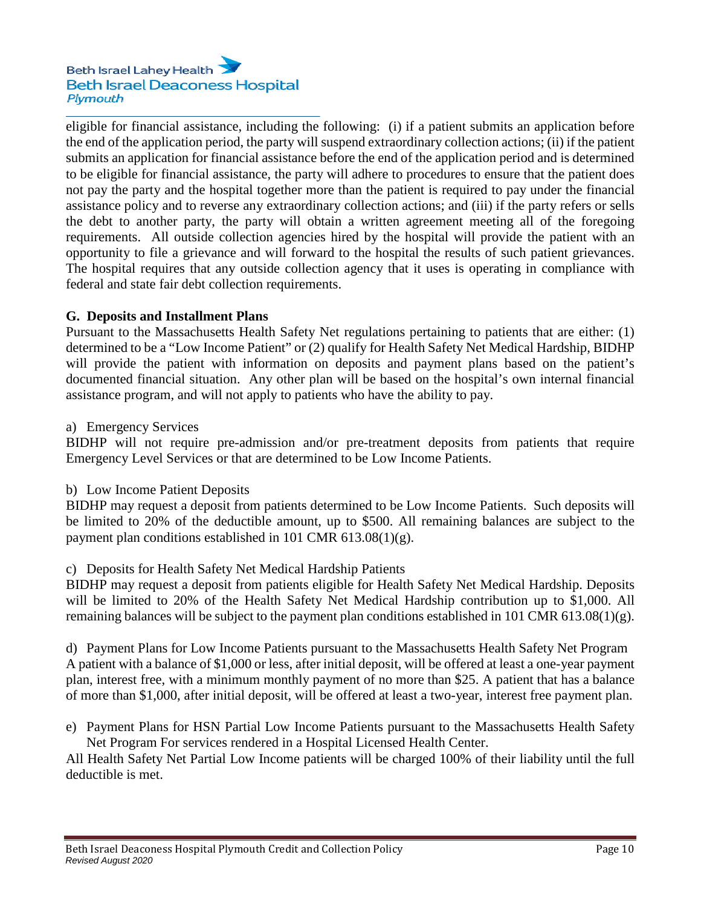eligible for financial assistance, including the following: (i) if a patient submits an application before the end of the application period, the party will suspend extraordinary collection actions; (ii) if the patient submits an application for financial assistance before the end of the application period and is determined to be eligible for financial assistance, the party will adhere to procedures to ensure that the patient does not pay the party and the hospital together more than the patient is required to pay under the financial assistance policy and to reverse any extraordinary collection actions; and (iii) if the party refers or sells the debt to another party, the party will obtain a written agreement meeting all of the foregoing requirements. All outside collection agencies hired by the hospital will provide the patient with an opportunity to file a grievance and will forward to the hospital the results of such patient grievances. The hospital requires that any outside collection agency that it uses is operating in compliance with federal and state fair debt collection requirements.

**G. Deposits and Installment Plans**

Pursuant to the Massachusetts Health Safety Net regulations pertaining to patients that are either: (1) determined to be a "Low Income Patient" or (2) qualify for Health Safety Net Medical Hardship, BIDHP will provide the patient with information on deposits and payment plans based on the patient's documented financial situation. Any other plan will be based on the hospital's own internal financial assistance program, and will not apply to patients who have the ability to pay.

a) Emergency Services

BIDHP will not require pre-admission and/or pre-treatment deposits from patients that require Emergency Level Services or that are determined to be Low Income Patients.

b) Low Income Patient Deposits

BIDHP may request a deposit from patients determined to be Low Income Patients. Such deposits will be limited to 20% of the deductible amount, up to $500. All remaining balances are subject to the payment plan conditions established in 101 CMR 613.08(1)(g).

c) Deposits for Health Safety Net Medical Hardship Patients

BIDHP may request a deposit from patients eligible for Health Safety Net Medical Hardship. Deposits will be limited to 20% of the Health Safety Net Medical Hardship contribution up to $1,000. All remaining balances will be subject to the payment plan conditions established in 101 CMR 613.08(1)(g).

d) Payment Plans for Low Income Patients pursuant to the Massachusetts Health Safety Net Program

A patient with a balance of $1,000 or less, after initial deposit, will be offered at least a one-year payment plan, interest free, with a minimum monthly payment of no more than $25. A patient that has a balance of more than $1,000, after initial deposit, will be offered at least a two-year, interest free payment plan.

e) Payment Plans for HSN Partial Low Income Patients pursuant to the Massachusetts Health Safety Net Program For services rendered in a Hospital Licensed Health Center.

All Health Safety Net Partial Low Income patients will be charged 100% of their liability until the full deductible is met.